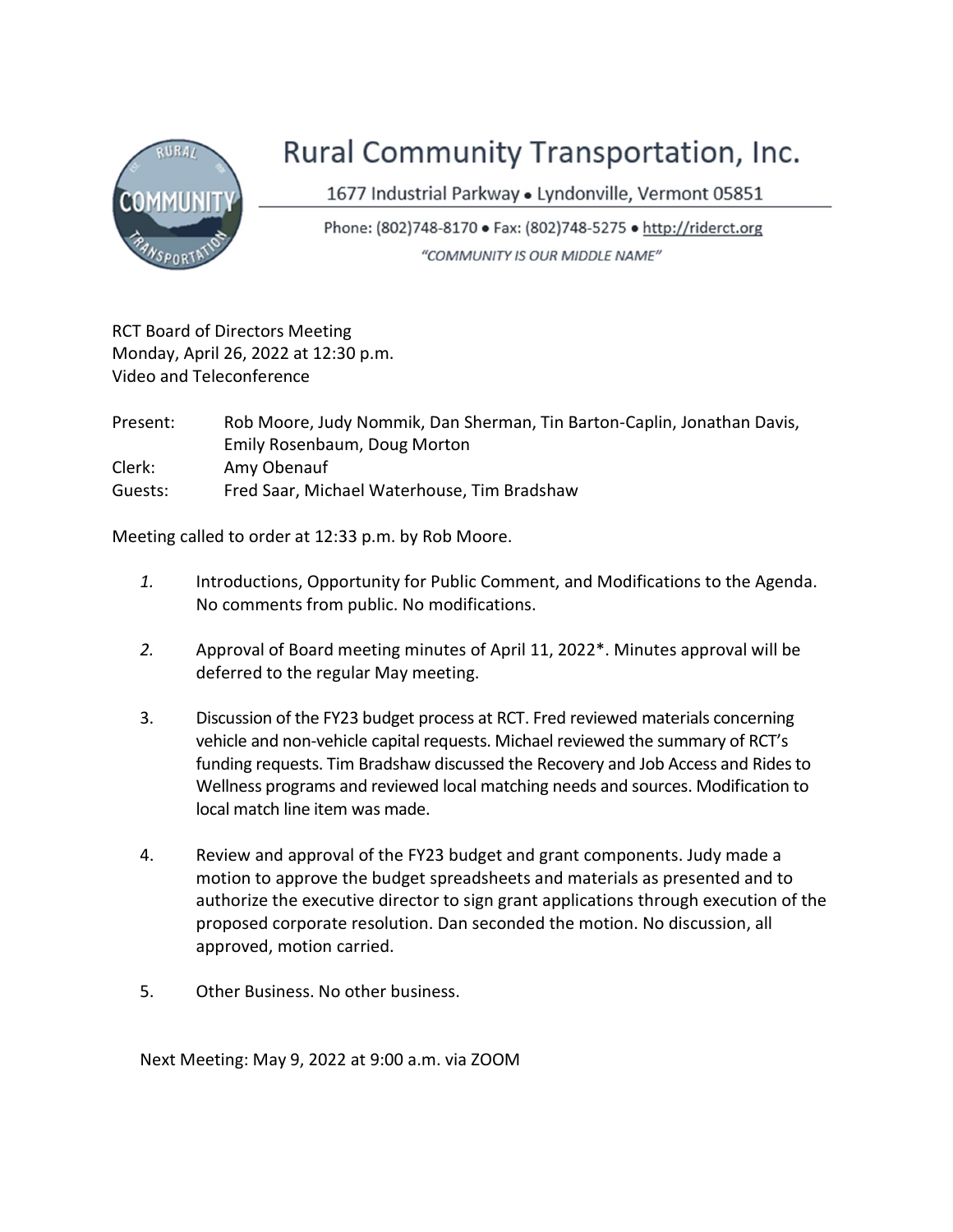# Rural Community Transportation, Inc.

1677 Industrial Parkway • Lyndonville, Vermont 05851

Phone: (802)748-8170 • Fax: (802)748-5275 • http://riderct.org

*"COMMUNITY IS OUR MIDDLE NAME"*

RCT Board of Directors Meeting
Monday, April 26, 2022 at 12:30 p.m.
Video and Teleconference

Present: Rob Moore, Judy Nommik, Dan Sherman, Tin Barton-Caplin, Jonathan Davis, Emily Rosenbaum, Doug Morton
Clerk: Amy Obenauf
Guests: Fred Saar, Michael Waterhouse, Tim Bradshaw

Meeting called to order at 12:33 p.m. by Rob Moore.

1. Introductions, Opportunity for Public Comment, and Modifications to the Agenda. No comments from public. No modifications.

2. Approval of Board meeting minutes of April 11, 2022*. Minutes approval will be deferred to the regular May meeting.

3. Discussion of the FY23 budget process at RCT. Fred reviewed materials concerning vehicle and non-vehicle capital requests. Michael reviewed the summary of RCT's funding requests. Tim Bradshaw discussed the Recovery and Job Access and Rides to Wellness programs and reviewed local matching needs and sources. Modification to local match line item was made.

4. Review and approval of the FY23 budget and grant components. Judy made a motion to approve the budget spreadsheets and materials as presented and to authorize the executive director to sign grant applications through execution of the proposed corporate resolution. Dan seconded the motion. No discussion, all approved, motion carried.

5. Other Business. No other business.

Next Meeting: May 9, 2022 at 9:00 a.m. via ZOOM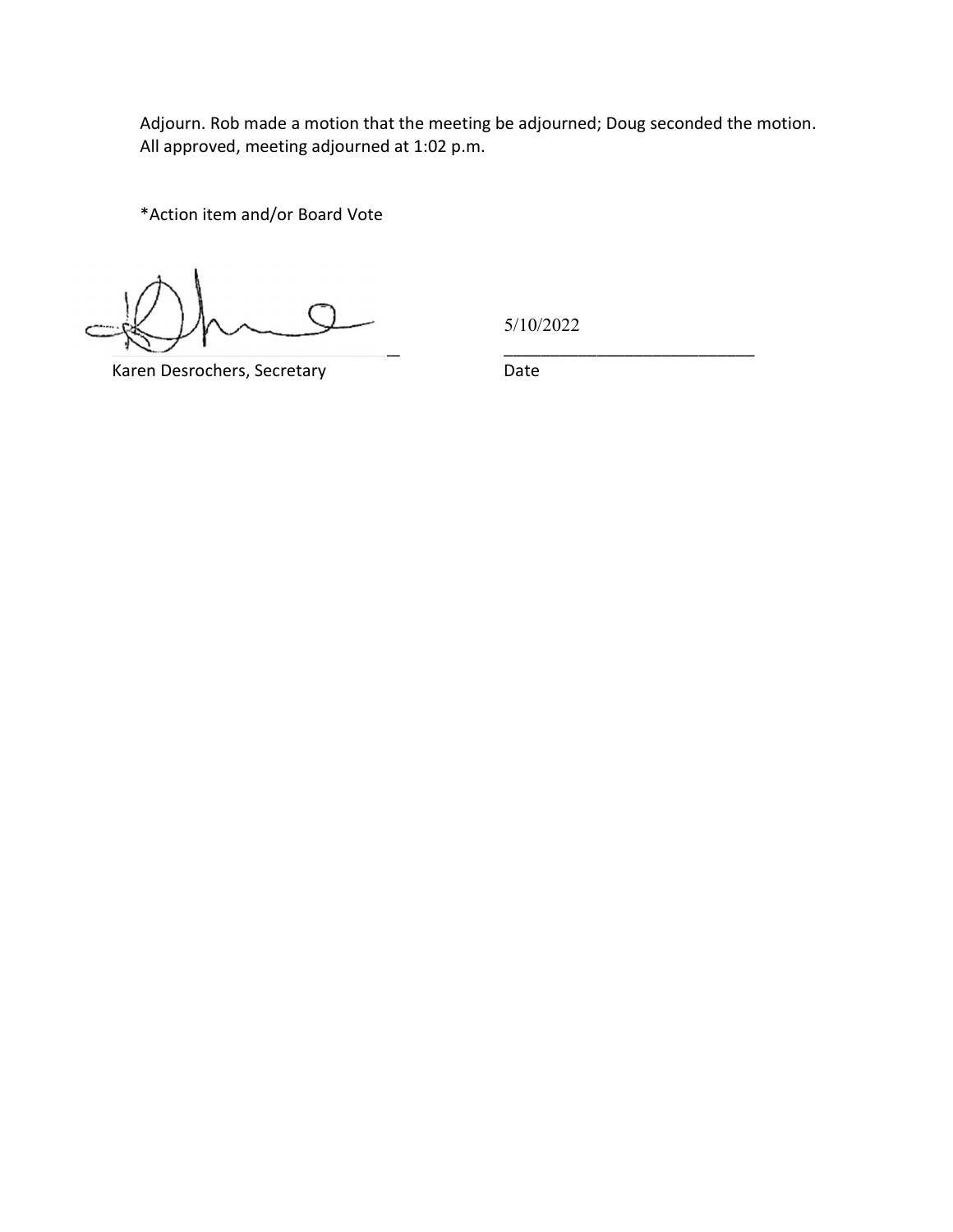Adjourn. Rob made a motion that the meeting be adjourned; Doug seconded the motion. All approved, meeting adjourned at 1:02 p.m.

*Action item and/or Board Vote

_______________________________ 5/10/2022 ___________________________

Karen Desrochers, Secretary Date